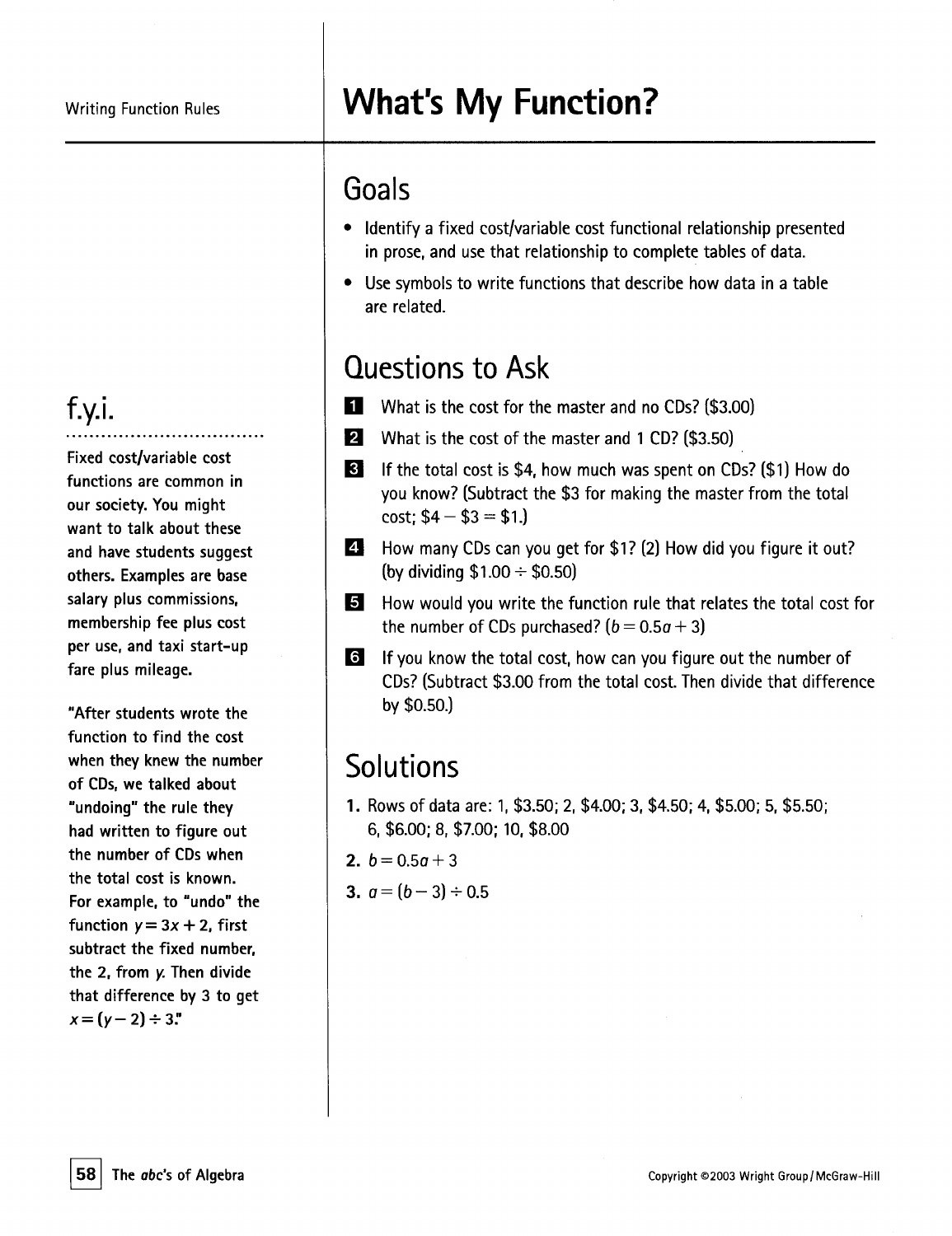Writing Function Rules

# What's My Function?

## Goals

- Identify a fixed cost/variable cost functional relationship presented in prose, and use that relationship to complete tables of data.
- Use symbols to write functions that describe how data in a table are related.

## Questions to Ask

**1** What is the cost for the master and no CDs? ($3.00)

**2** What is the cost of the master and 1 CD? ($3.50)

**3** If the total cost is $4, how much was spent on CDs? ($1) How do you know? (Subtract the $3 for making the master from the total cost; $4 − $3 = $1.)

**4** How many CDs can you get for $1? (2) How did you figure it out? (by dividing $1.00 ÷ $0.50)

**5** How would you write the function rule that relates the total cost for the number of CDs purchased? ($b = 0.5a + 3$)

**6** If you know the total cost, how can you figure out the number of CDs? (Subtract $3.00 from the total cost. Then divide that difference by $0.50.)

## Solutions

1. Rows of data are: 1, $3.50; 2, $4.00; 3, $4.50; 4, $5.00; 5, $5.50; 6, $6.00; 8, $7.00; 10, $8.00
2. $b = 0.5a + 3$
3. $a = (b - 3) \div 0.5$

## f.y.i.

Fixed cost/variable cost functions are common in our society. You might want to talk about these and have students suggest others. Examples are base salary plus commissions, membership fee plus cost per use, and taxi start-up fare plus mileage.

"After students wrote the function to find the cost when they knew the number of CDs, we talked about "undoing" the rule they had written to figure out the number of CDs when the total cost is known. For example, to "undo" the function $y = 3x + 2$, first subtract the fixed number, the 2, from $y$. Then divide that difference by 3 to get $x = (y - 2) \div 3$."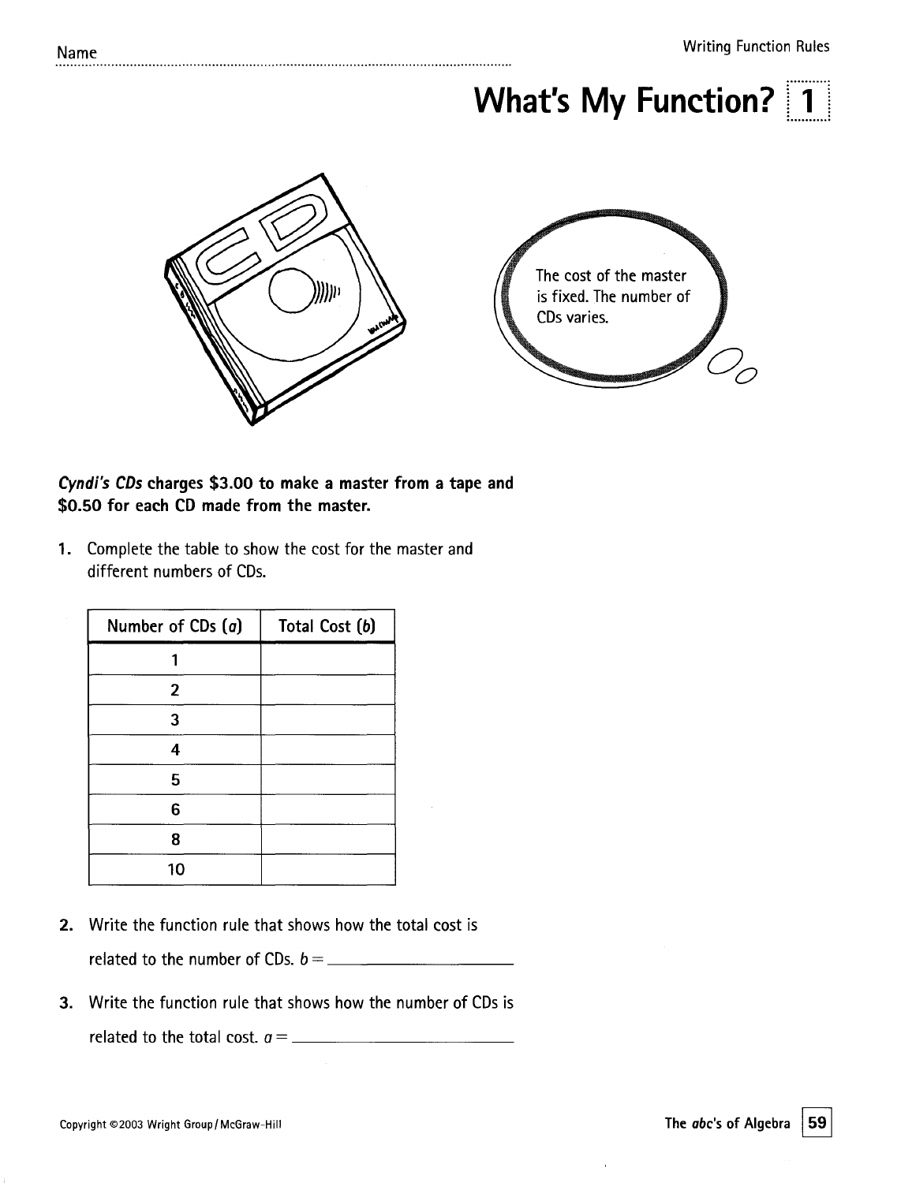Name

# What's My Function? 1

The cost of the master is fixed. The number of CDs varies.

***Cyndi's CDs* charges $3.00 to make a master from a tape and $0.50 for each CD made from the master.**

1. Complete the table to show the cost for the master and different numbers of CDs.

| Number of CDs ($a$) | Total Cost ($b$) |
|---|---|
| 1 | |
| 2 | |
| 3 | |
| 4 | |
| 5 | |
| 6 | |
| 8 | |
| 10 | |

2. Write the function rule that shows how the total cost is related to the number of CDs. $b =$ ____________________

3. Write the function rule that shows how the number of CDs is related to the total cost. $a =$ ____________________

Copyright ©2003 Wright Group/McGraw-Hill